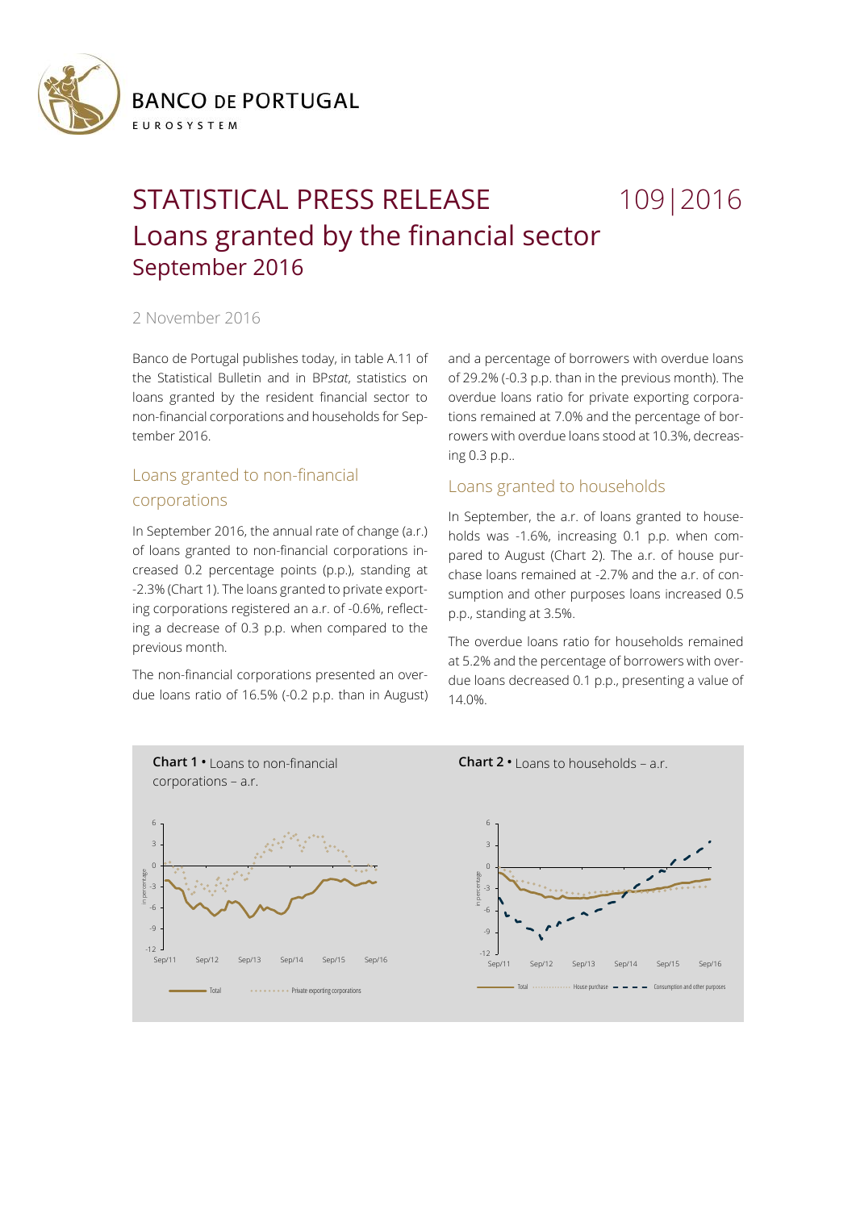BANCO DE PORTUGAL

EUROSYSTEM

# STATISTICAL PRESS RELEASE 109|2016

# Loans granted by the financial sector

## September 2016

2 November 2016

Banco de Portugal publishes today, in table A.11 of the Statistical Bulletin and in BP*stat*, statistics on loans granted by the resident financial sector to non-financial corporations and households for September 2016.

### Loans granted to non-financial corporations

In September 2016, the annual rate of change (a.r.) of loans granted to non-financial corporations increased 0.2 percentage points (p.p.), standing at -2.3% (Chart 1). The loans granted to private exporting corporations registered an a.r. of -0.6%, reflecting a decrease of 0.3 p.p. when compared to the previous month.

The non-financial corporations presented an overdue loans ratio of 16.5% (-0.2 p.p. than in August) and a percentage of borrowers with overdue loans of 29.2% (-0.3 p.p. than in the previous month). The overdue loans ratio for private exporting corporations remained at 7.0% and the percentage of borrowers with overdue loans stood at 10.3%, decreasing 0.3 p.p..

### Loans granted to households

In September, the a.r. of loans granted to households was -1.6%, increasing 0.1 p.p. when compared to August (Chart 2). The a.r. of house purchase loans remained at -2.7% and the a.r. of consumption and other purposes loans increased 0.5 p.p., standing at 3.5%.

The overdue loans ratio for households remained at 5.2% and the percentage of borrowers with overdue loans decreased 0.1 p.p., presenting a value of 14.0%.

**Chart 1** • Loans to non-financial corporations – a.r.

**Chart 2** • Loans to households – a.r.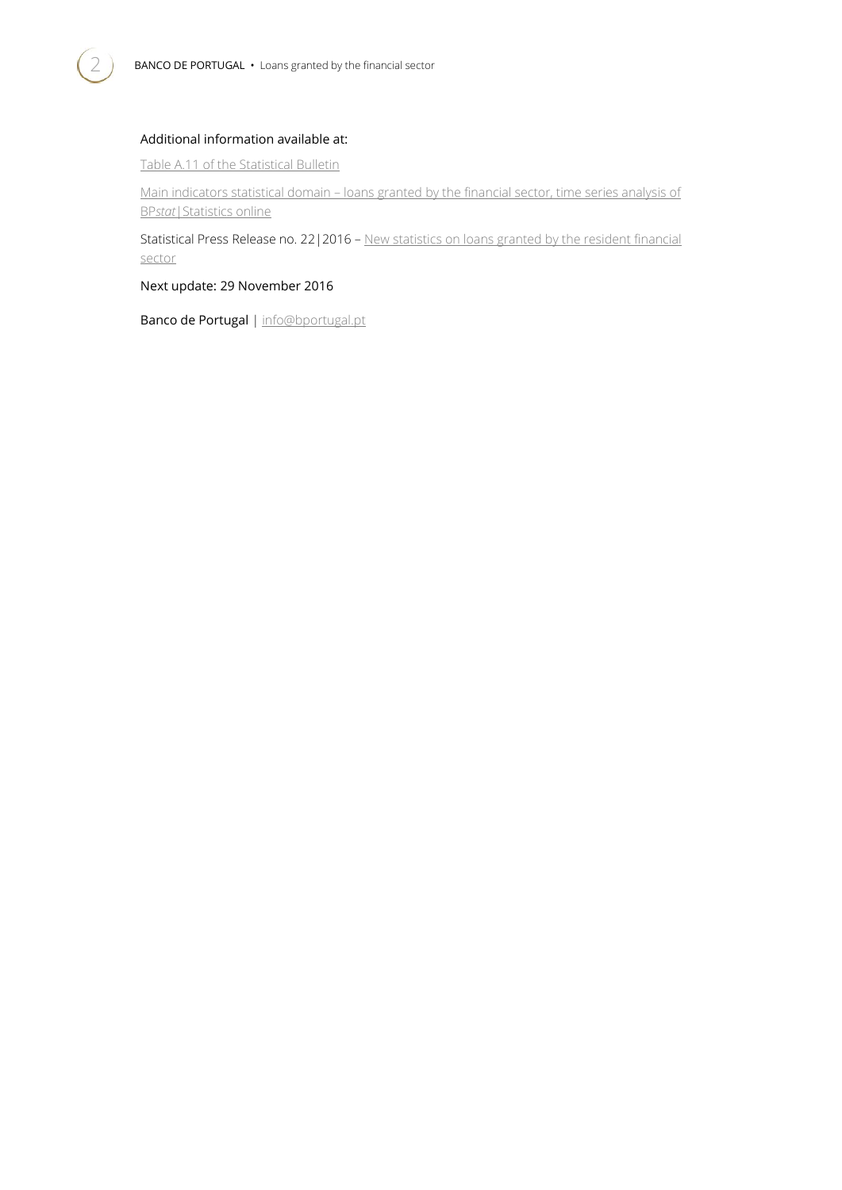Additional information available at:

Table A.11 of the Statistical Bulletin

Main indicators statistical domain – loans granted by the financial sector, time series analysis of BP*stat*|Statistics online

Statistical Press Release no. 22|2016 – New statistics on loans granted by the resident financial sector

Next update: 29 November 2016

Banco de Portugal | info@bportugal.pt